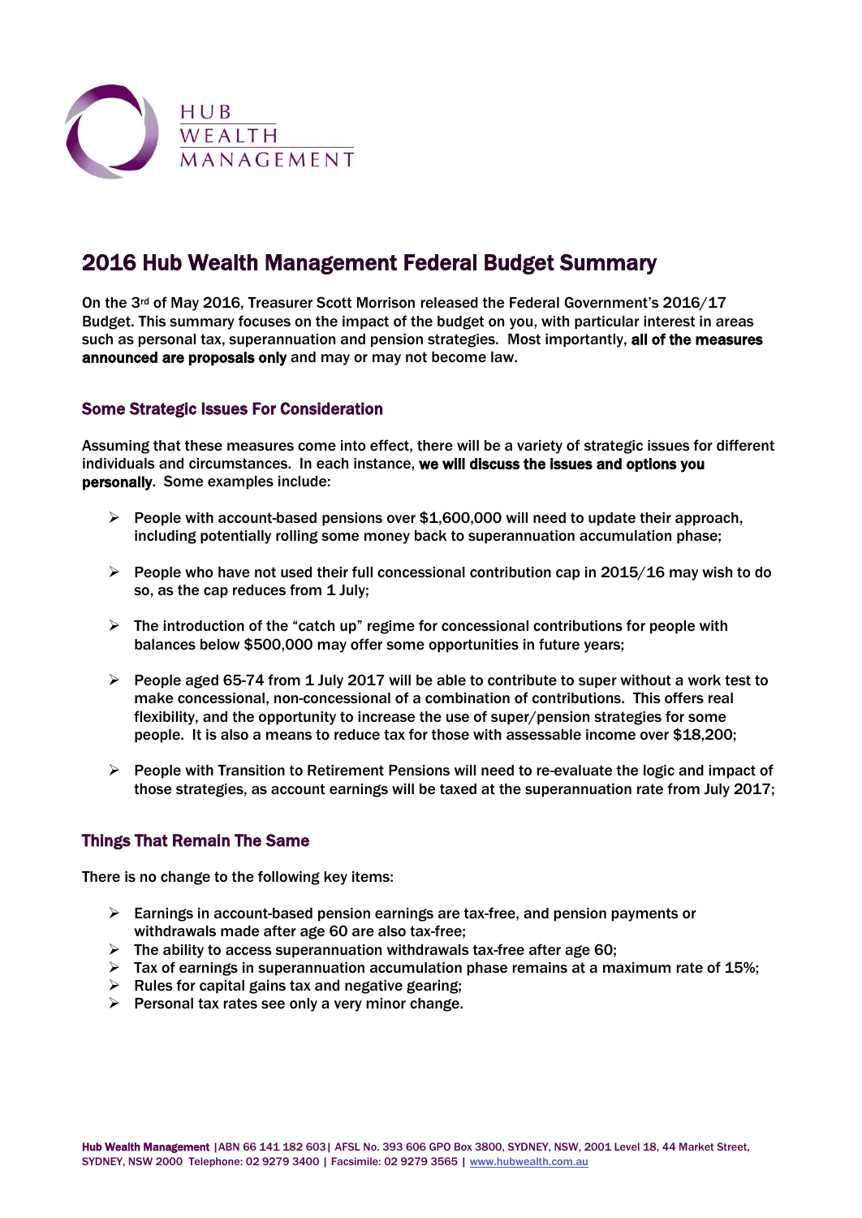HUB
WEALTH
MANAGEMENT

# 2016 Hub Wealth Management Federal Budget Summary

**On the 3rd of May 2016, Treasurer Scott Morrison released the Federal Government's 2016/17 Budget. This summary focuses on the impact of the budget on you, with particular interest in areas such as personal tax, superannuation and pension strategies. Most importantly, all of the measures announced are proposals only and may or may not become law.**

## Some Strategic Issues For Consideration

Assuming that these measures come into effect, there will be a variety of strategic issues for different individuals and circumstances. In each instance, **we will discuss the issues and options you personally**. Some examples include:

- People with account-based pensions over $1,600,000 will need to update their approach, including potentially rolling some money back to superannuation accumulation phase;
- People who have not used their full concessional contribution cap in 2015/16 may wish to do so, as the cap reduces from 1 July;
- The introduction of the "catch up" regime for concessional contributions for people with balances below $500,000 may offer some opportunities in future years;
- People aged 65-74 from 1 July 2017 will be able to contribute to super without a work test to make concessional, non-concessional of a combination of contributions. This offers real flexibility, and the opportunity to increase the use of super/pension strategies for some people. It is also a means to reduce tax for those with assessable income over $18,200;
- People with Transition to Retirement Pensions will need to re-evaluate the logic and impact of those strategies, as account earnings will be taxed at the superannuation rate from July 2017;

## Things That Remain The Same

There is no change to the following key items:

- Earnings in account-based pension earnings are tax-free, and pension payments or withdrawals made after age 60 are also tax-free;
- The ability to access superannuation withdrawals tax-free after age 60;
- Tax of earnings in superannuation accumulation phase remains at a maximum rate of 15%;
- Rules for capital gains tax and negative gearing;
- Personal tax rates see only a very minor change.

**Hub Wealth Management** |ABN 66 141 182 603| AFSL No. 393 606 GPO Box 3800, SYDNEY, NSW, 2001 Level 18, 44 Market Street, SYDNEY, NSW 2000 Telephone: 02 9279 3400 | Facsimile: 02 9279 3565 | www.hubwealth.com.au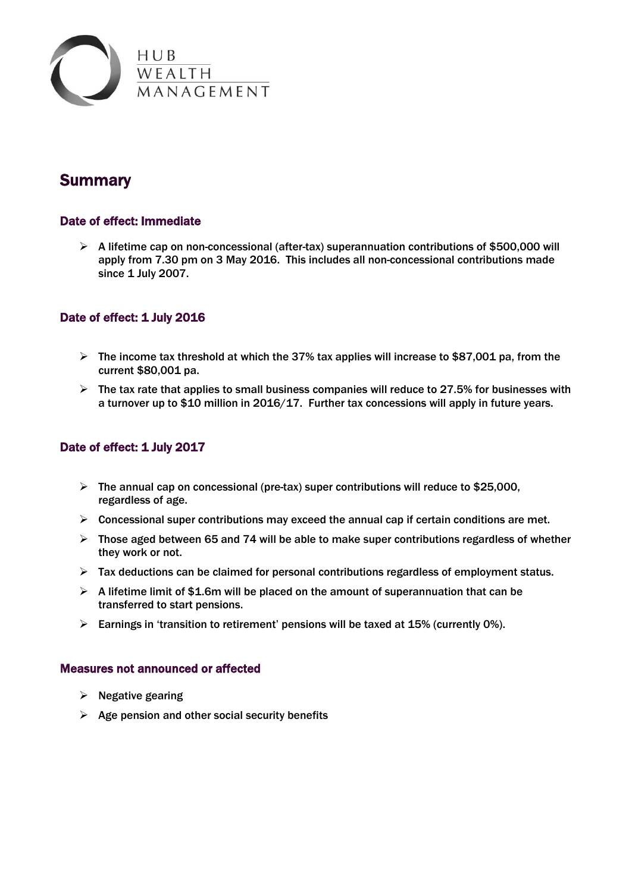## Summary

### Date of effect: Immediate

- A lifetime cap on non-concessional (after-tax) superannuation contributions of $500,000 will apply from 7.30 pm on 3 May 2016. This includes all non-concessional contributions made since 1 July 2007.

### Date of effect: 1 July 2016

- The income tax threshold at which the 37% tax applies will increase to $87,001 pa, from the current $80,001 pa.
- The tax rate that applies to small business companies will reduce to 27.5% for businesses with a turnover up to $10 million in 2016/17. Further tax concessions will apply in future years.

### Date of effect: 1 July 2017

- The annual cap on concessional (pre-tax) super contributions will reduce to $25,000, regardless of age.
- Concessional super contributions may exceed the annual cap if certain conditions are met.
- Those aged between 65 and 74 will be able to make super contributions regardless of whether they work or not.
- Tax deductions can be claimed for personal contributions regardless of employment status.
- A lifetime limit of $1.6m will be placed on the amount of superannuation that can be transferred to start pensions.
- Earnings in 'transition to retirement' pensions will be taxed at 15% (currently 0%).

### Measures not announced or affected

- Negative gearing
- Age pension and other social security benefits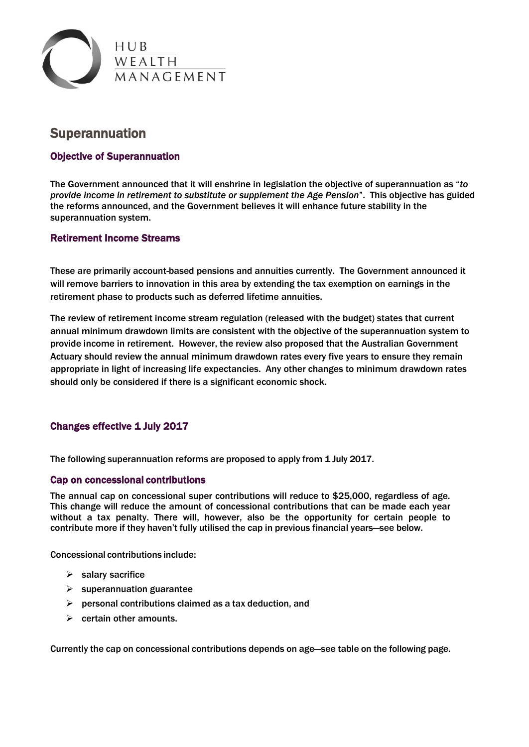# Superannuation

## Objective of Superannuation

The Government announced that it will enshrine in legislation the objective of superannuation as "*to provide income in retirement to substitute or supplement the Age Pension*". This objective has guided the reforms announced, and the Government believes it will enhance future stability in the superannuation system.

## Retirement Income Streams

These are primarily account-based pensions and annuities currently. The Government announced it will remove barriers to innovation in this area by extending the tax exemption on earnings in the retirement phase to products such as deferred lifetime annuities.

The review of retirement income stream regulation (released with the budget) states that current annual minimum drawdown limits are consistent with the objective of the superannuation system to provide income in retirement. However, the review also proposed that the Australian Government Actuary should review the annual minimum drawdown rates every five years to ensure they remain appropriate in light of increasing life expectancies. Any other changes to minimum drawdown rates should only be considered if there is a significant economic shock.

## Changes effective 1 July 2017

The following superannuation reforms are proposed to apply from 1 July 2017.

### Cap on concessional contributions

The annual cap on concessional super contributions will reduce to $25,000, regardless of age. This change will reduce the amount of concessional contributions that can be made each year without a tax penalty. There will, however, also be the opportunity for certain people to contribute more if they haven't fully utilised the cap in previous financial years—see below.

Concessional contributions include:

- salary sacrifice
- superannuation guarantee
- personal contributions claimed as a tax deduction, and
- certain other amounts.

Currently the cap on concessional contributions depends on age—see table on the following page.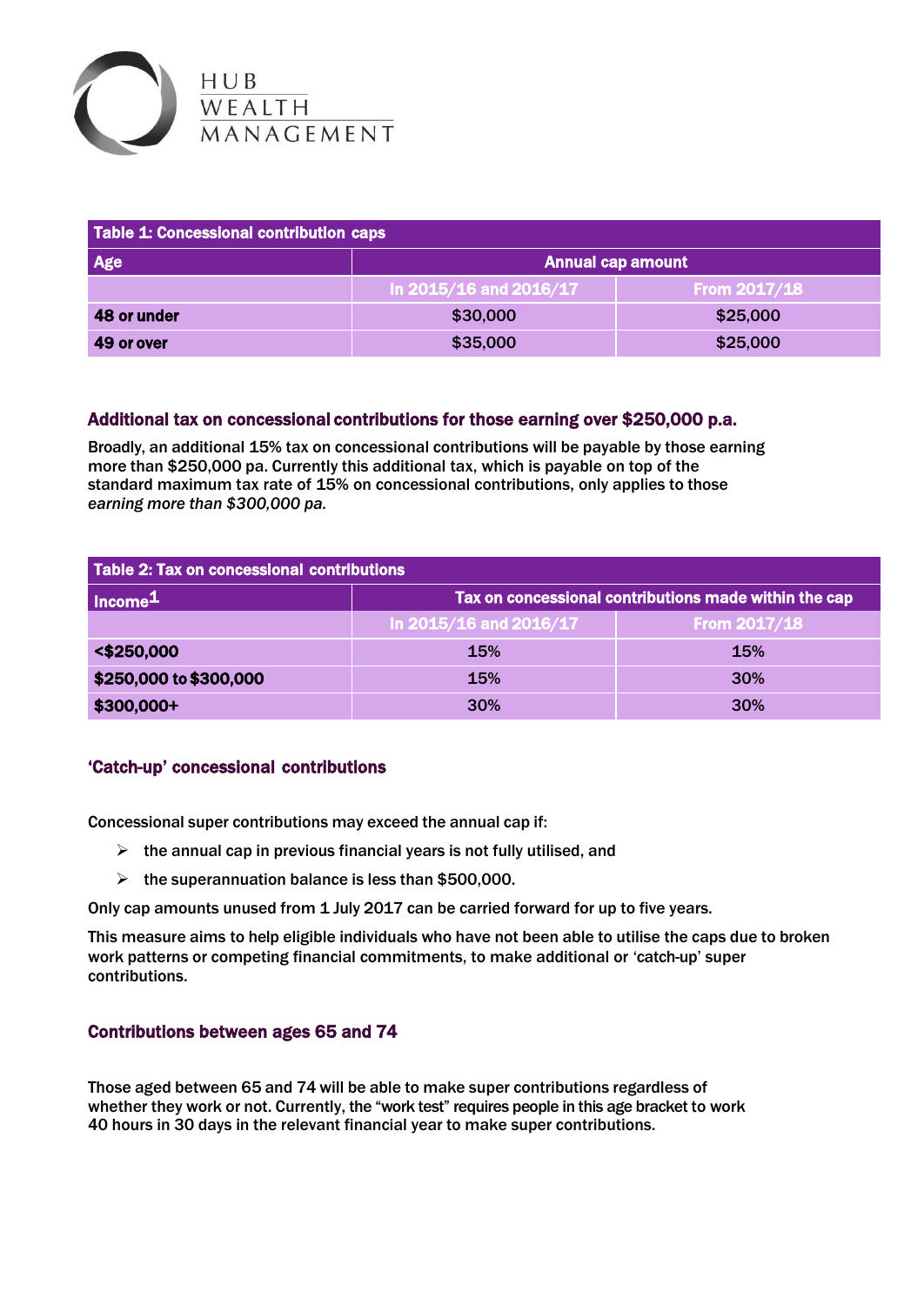HUB WEALTH MANAGEMENT

| Table 1: Concessional contribution caps | | |
|---|---|---|
| **Age** | **Annual cap amount** | |
| | In 2015/16 and 2016/17 | From 2017/18 |
| **48 or under** | $30,000 | $25,000 |
| **49 or over** | $35,000 | $25,000 |

### Additional tax on concessional contributions for those earning over $250,000 p.a.

Broadly, an additional 15% tax on concessional contributions will be payable by those earning more than $250,000 pa. Currently this additional tax, which is payable on top of the standard maximum tax rate of 15% on concessional contributions, only applies to those *earning more than $300,000 pa.*

| Table 2: Tax on concessional contributions | | |
|---|---|---|
| **Income[1]** | **Tax on concessional contributions made within the cap** | |
| | In 2015/16 and 2016/17 | From 2017/18 |
| **<$250,000** | 15% | 15% |
| **$250,000 to $300,000** | 15% | 30% |
| **$300,000+** | 30% | 30% |

### 'Catch-up' concessional contributions

Concessional super contributions may exceed the annual cap if:

- the annual cap in previous financial years is not fully utilised, and
- the superannuation balance is less than $500,000.

Only cap amounts unused from 1 July 2017 can be carried forward for up to five years.

This measure aims to help eligible individuals who have not been able to utilise the caps due to broken work patterns or competing financial commitments, to make additional or 'catch-up' super contributions.

### Contributions between ages 65 and 74

Those aged between 65 and 74 will be able to make super contributions regardless of whether they work or not. Currently, the "work test" requires people in this age bracket to work 40 hours in 30 days in the relevant financial year to make super contributions.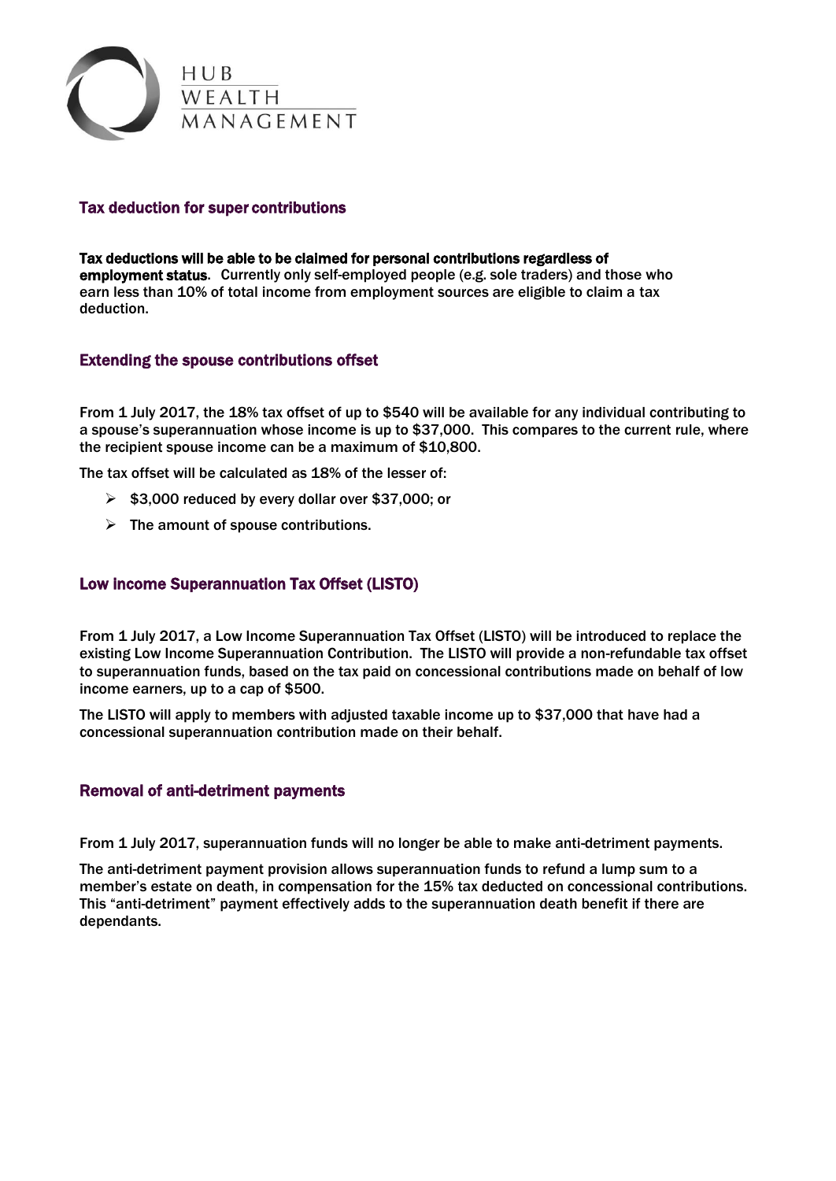## Tax deduction for super contributions

**Tax deductions will be able to be claimed for personal contributions regardless of employment status**. Currently only self-employed people (e.g. sole traders) and those who earn less than 10% of total income from employment sources are eligible to claim a tax deduction.

## Extending the spouse contributions offset

From 1 July 2017, the 18% tax offset of up to $540 will be available for any individual contributing to a spouse's superannuation whose income is up to $37,000. This compares to the current rule, where the recipient spouse income can be a maximum of $10,800.

The tax offset will be calculated as 18% of the lesser of:

- $3,000 reduced by every dollar over $37,000; or
- The amount of spouse contributions.

## Low Income Superannuation Tax Offset (LISTO)

From 1 July 2017, a Low Income Superannuation Tax Offset (LISTO) will be introduced to replace the existing Low Income Superannuation Contribution. The LISTO will provide a non-refundable tax offset to superannuation funds, based on the tax paid on concessional contributions made on behalf of low income earners, up to a cap of $500.

The LISTO will apply to members with adjusted taxable income up to $37,000 that have had a concessional superannuation contribution made on their behalf.

## Removal of anti-detriment payments

From 1 July 2017, superannuation funds will no longer be able to make anti-detriment payments.

The anti-detriment payment provision allows superannuation funds to refund a lump sum to a member's estate on death, in compensation for the 15% tax deducted on concessional contributions. This "anti-detriment" payment effectively adds to the superannuation death benefit if there are dependants.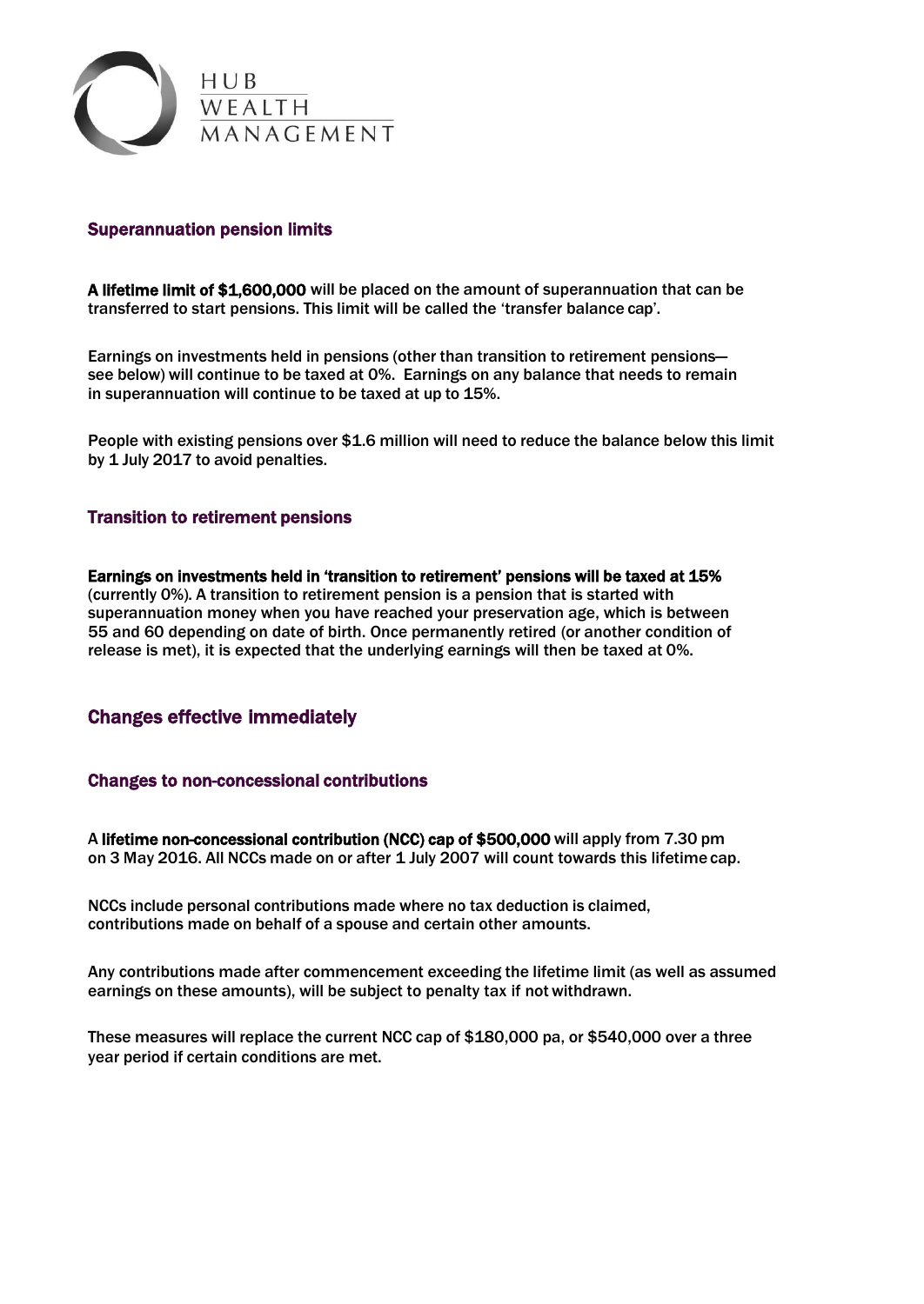HUB WEALTH MANAGEMENT

### Superannuation pension limits

**A lifetime limit of $1,600,000** will be placed on the amount of superannuation that can be transferred to start pensions. This limit will be called the 'transfer balance cap'.

Earnings on investments held in pensions (other than transition to retirement pensions—see below) will continue to be taxed at 0%. Earnings on any balance that needs to remain in superannuation will continue to be taxed at up to 15%.

People with existing pensions over $1.6 million will need to reduce the balance below this limit by 1 July 2017 to avoid penalties.

### Transition to retirement pensions

**Earnings on investments held in 'transition to retirement' pensions will be taxed at 15%** (currently 0%). A transition to retirement pension is a pension that is started with superannuation money when you have reached your preservation age, which is between 55 and 60 depending on date of birth. Once permanently retired (or another condition of release is met), it is expected that the underlying earnings will then be taxed at 0%.

## Changes effective immediately

### Changes to non-concessional contributions

A **lifetime non-concessional contribution (NCC) cap of $500,000** will apply from 7.30 pm on 3 May 2016. All NCCs made on or after 1 July 2007 will count towards this lifetime cap.

NCCs include personal contributions made where no tax deduction is claimed, contributions made on behalf of a spouse and certain other amounts.

Any contributions made after commencement exceeding the lifetime limit (as well as assumed earnings on these amounts), will be subject to penalty tax if not withdrawn.

These measures will replace the current NCC cap of $180,000 pa, or $540,000 over a three year period if certain conditions are met.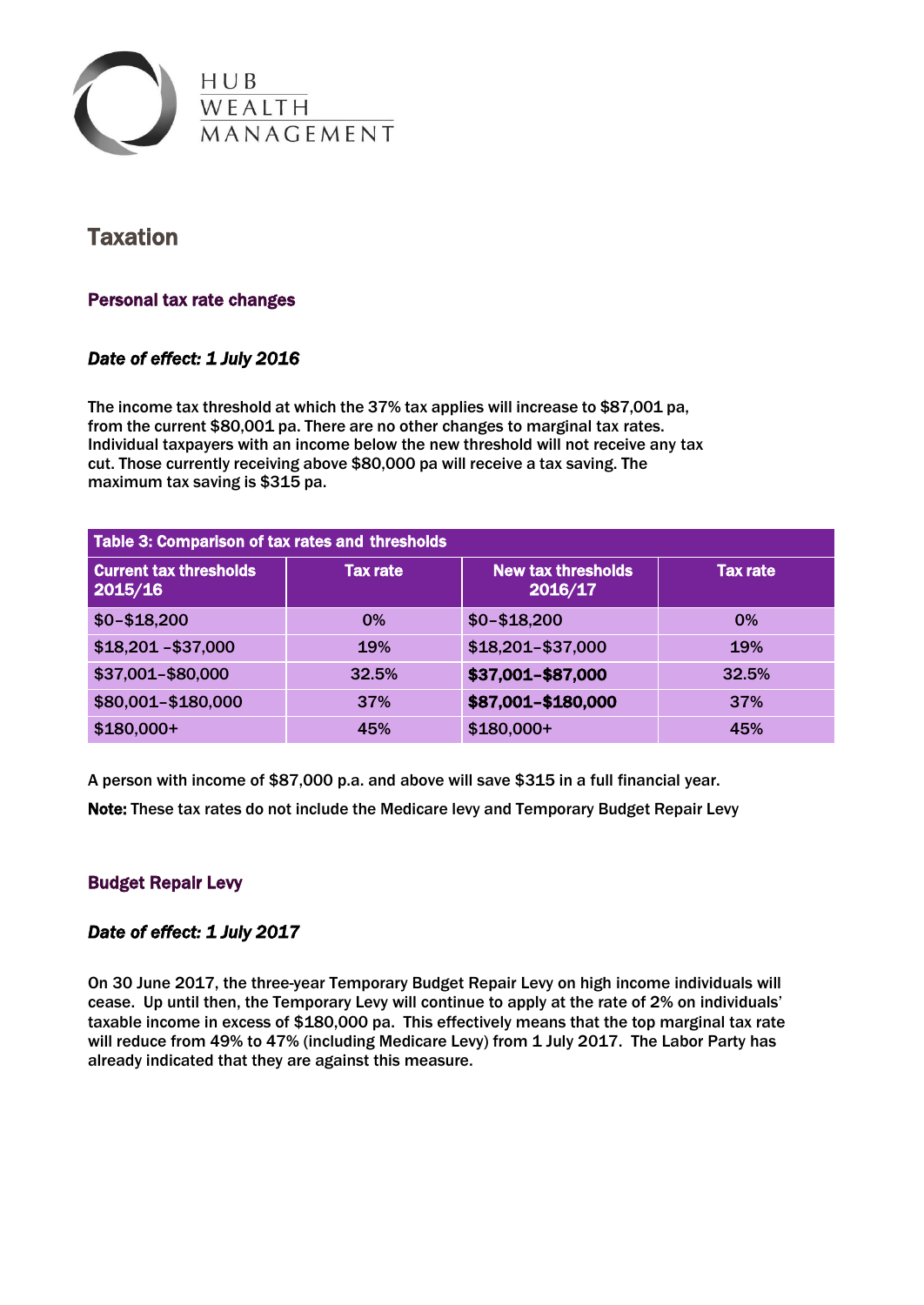# Taxation

## Personal tax rate changes

### *Date of effect: 1 July 2016*

The income tax threshold at which the 37% tax applies will increase to $87,001 pa, from the current $80,001 pa. There are no other changes to marginal tax rates. Individual taxpayers with an income below the new threshold will not receive any tax cut. Those currently receiving above $80,000 pa will receive a tax saving. The maximum tax saving is $315 pa.

**Table 3: Comparison of tax rates and thresholds**

| Current tax thresholds 2015/16 | Tax rate | New tax thresholds 2016/17 | Tax rate |
|---|---|---|---|
| $0–$18,200 | 0% | $0–$18,200 | 0% |
| $18,201 –$37,000 | 19% | $18,201–$37,000 | 19% |
| $37,001–$80,000 | 32.5% | **$37,001–$87,000** | 32.5% |
| $80,001–$180,000 | 37% | **$87,001–$180,000** | 37% |
| $180,000+ | 45% | $180,000+ | 45% |

A person with income of $87,000 p.a. and above will save $315 in a full financial year.

**Note:** These tax rates do not include the Medicare levy and Temporary Budget Repair Levy

## Budget Repair Levy

### *Date of effect: 1 July 2017*

On 30 June 2017, the three-year Temporary Budget Repair Levy on high income individuals will cease. Up until then, the Temporary Levy will continue to apply at the rate of 2% on individuals' taxable income in excess of $180,000 pa. This effectively means that the top marginal tax rate will reduce from 49% to 47% (including Medicare Levy) from 1 July 2017. The Labor Party has already indicated that they are against this measure.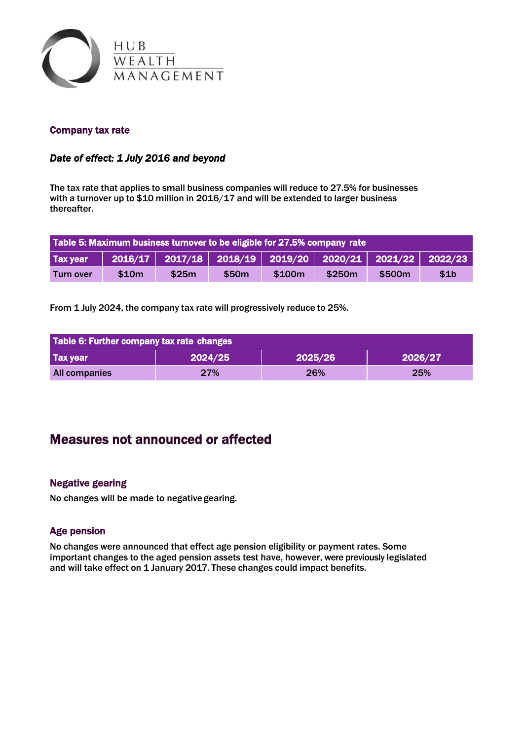### Company tax rate

***Date of effect: 1 July 2016 and beyond***

The tax rate that applies to small business companies will reduce to 27.5% for businesses with a turnover up to $10 million in 2016/17 and will be extended to larger business thereafter.

| Table 5: Maximum business turnover to be eligible for 27.5% company rate | | | | | | | |
|---|---|---|---|---|---|---|---|
| **Tax year** | **2016/17** | **2017/18** | **2018/19** | **2019/20** | **2020/21** | **2021/22** | **2022/23** |
| Turn over | $10m | $25m | $50m | $100m | $250m | $500m | $1b |

From 1 July 2024, the company tax rate will progressively reduce to 25%.

| Table 6: Further company tax rate changes | | | |
|---|---|---|---|
| **Tax year** | **2024/25** | **2025/26** | **2026/27** |
| All companies | 27% | 26% | 25% |

## Measures not announced or affected

### Negative gearing

No changes will be made to negative gearing.

### Age pension

No changes were announced that effect age pension eligibility or payment rates. Some important changes to the aged pension assets test have, however, were previously legislated and will take effect on 1 January 2017. These changes could impact benefits.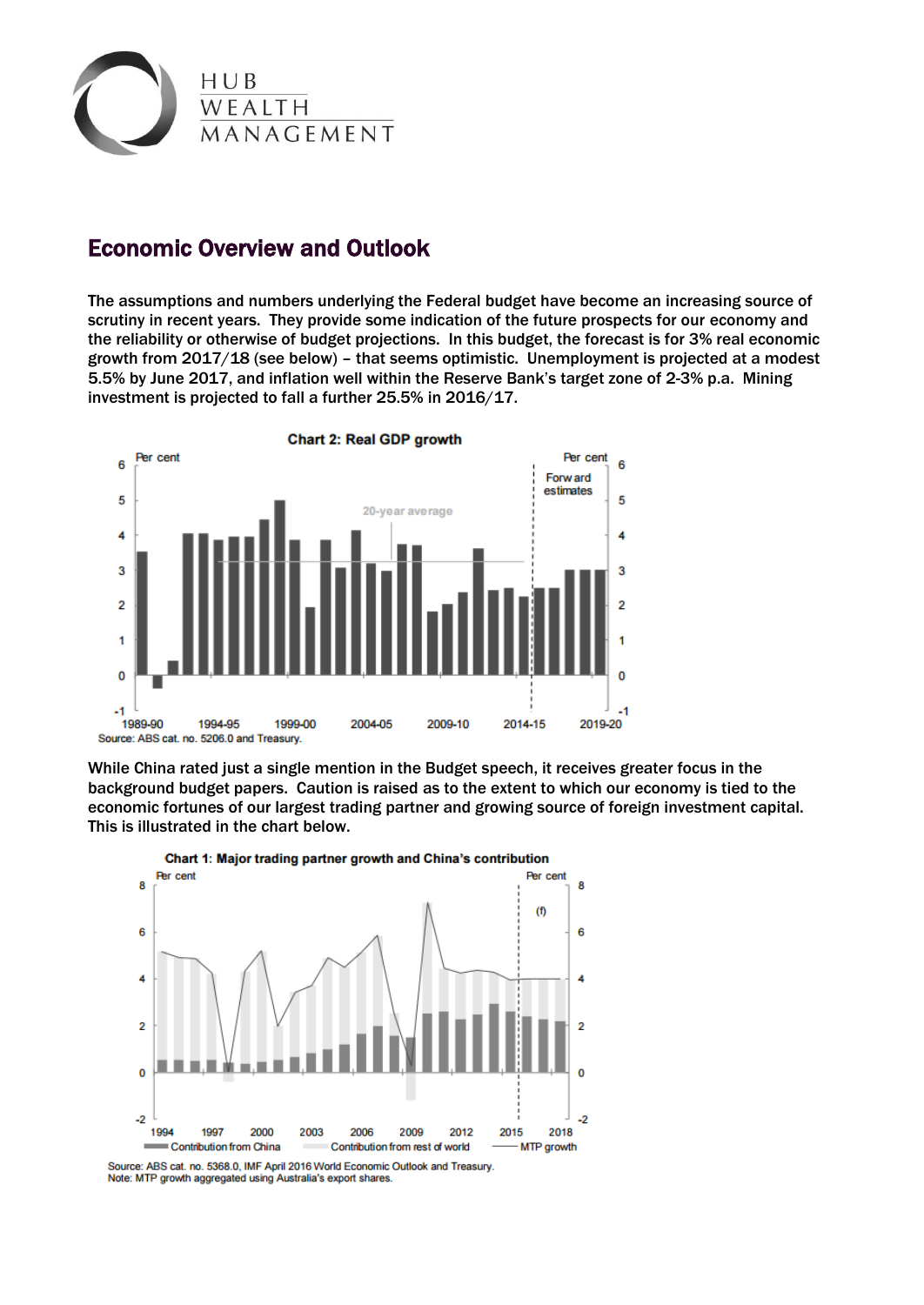# Economic Overview and Outlook

The assumptions and numbers underlying the Federal budget have become an increasing source of scrutiny in recent years. They provide some indication of the future prospects for our economy and the reliability or otherwise of budget projections. In this budget, the forecast is for 3% real economic growth from 2017/18 (see below) – that seems optimistic. Unemployment is projected at a modest 5.5% by June 2017, and inflation well within the Reserve Bank's target zone of 2-3% p.a. Mining investment is projected to fall a further 25.5% in 2016/17.

**Chart 2: Real GDP growth**

Source: ABS cat. no. 5206.0 and Treasury.

While China rated just a single mention in the Budget speech, it receives greater focus in the background budget papers. Caution is raised as to the extent to which our economy is tied to the economic fortunes of our largest trading partner and growing source of foreign investment capital. This is illustrated in the chart below.

**Chart 1: Major trading partner growth and China's contribution**

Source: ABS cat. no. 5368.0, IMF April 2016 World Economic Outlook and Treasury.
Note: MTP growth aggregated using Australia's export shares.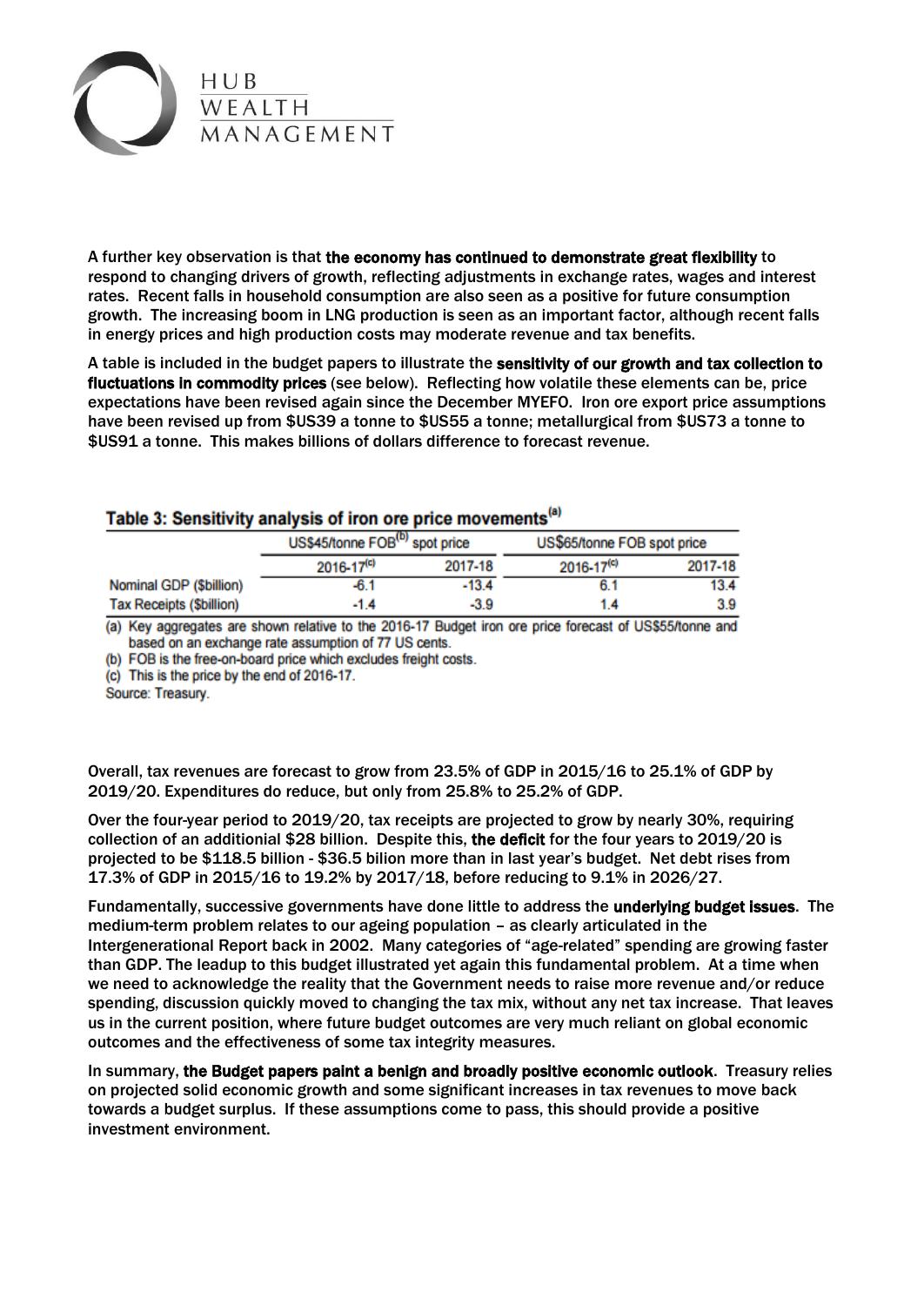A further key observation is that **the economy has continued to demonstrate great flexibility** to respond to changing drivers of growth, reflecting adjustments in exchange rates, wages and interest rates. Recent falls in household consumption are also seen as a positive for future consumption growth. The increasing boom in LNG production is seen as an important factor, although recent falls in energy prices and high production costs may moderate revenue and tax benefits.

A table is included in the budget papers to illustrate the **sensitivity of our growth and tax collection to fluctuations in commodity prices** (see below). Reflecting how volatile these elements can be, price expectations have been revised again since the December MYEFO. Iron ore export price assumptions have been revised up from $US39 a tonne to $US55 a tonne; metallurgical from $US73 a tonne to $US91 a tonne. This makes billions of dollars difference to forecast revenue.

**Table 3: Sensitivity analysis of iron ore price movements[a]**

| | US$45/tonne FOB[b] spot price | | US$65/tonne FOB spot price | |
|---|---|---|---|---|
| | 2016-17[c] | 2017-18 | 2016-17[c] | 2017-18 |
| Nominal GDP ($billion) | -6.1 | -13.4 | 6.1 | 13.4 |
| Tax Receipts ($billion) | -1.4 | -3.9 | 1.4 | 3.9 |

(a) Key aggregates are shown relative to the 2016-17 Budget iron ore price forecast of US$55/tonne and based on an exchange rate assumption of 77 US cents.
(b) FOB is the free-on-board price which excludes freight costs.
(c) This is the price by the end of 2016-17.
Source: Treasury.

Overall, tax revenues are forecast to grow from 23.5% of GDP in 2015/16 to 25.1% of GDP by 2019/20. Expenditures do reduce, but only from 25.8% to 25.2% of GDP.

Over the four-year period to 2019/20, tax receipts are projected to grow by nearly 30%, requiring collection of an additionial $28 billion. Despite this, **the deficit** for the four years to 2019/20 is projected to be $118.5 billion - $36.5 bilion more than in last year's budget. Net debt rises from 17.3% of GDP in 2015/16 to 19.2% by 2017/18, before reducing to 9.1% in 2026/27.

Fundamentally, successive governments have done little to address the **underlying budget issues**. The medium-term problem relates to our ageing population – as clearly articulated in the Intergenerational Report back in 2002. Many categories of "age-related" spending are growing faster than GDP. The leadup to this budget illustrated yet again this fundamental problem. At a time when we need to acknowledge the reality that the Government needs to raise more revenue and/or reduce spending, discussion quickly moved to changing the tax mix, without any net tax increase. That leaves us in the current position, where future budget outcomes are very much reliant on global economic outcomes and the effectiveness of some tax integrity measures.

In summary, **the Budget papers paint a benign and broadly positive economic outlook**. Treasury relies on projected solid economic growth and some significant increases in tax revenues to move back towards a budget surplus. If these assumptions come to pass, this should provide a positive investment environment.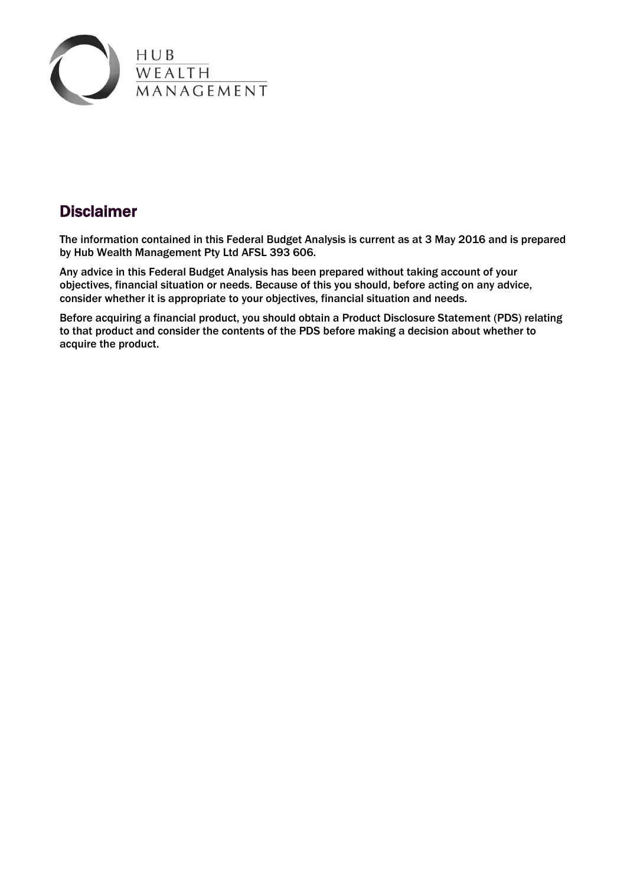HUB
WEALTH
MANAGEMENT

## Disclaimer

The information contained in this Federal Budget Analysis is current as at 3 May 2016 and is prepared by Hub Wealth Management Pty Ltd AFSL 393 606.

Any advice in this Federal Budget Analysis has been prepared without taking account of your objectives, financial situation or needs. Because of this you should, before acting on any advice, consider whether it is appropriate to your objectives, financial situation and needs.

Before acquiring a financial product, you should obtain a Product Disclosure Statement (PDS) relating to that product and consider the contents of the PDS before making a decision about whether to acquire the product.